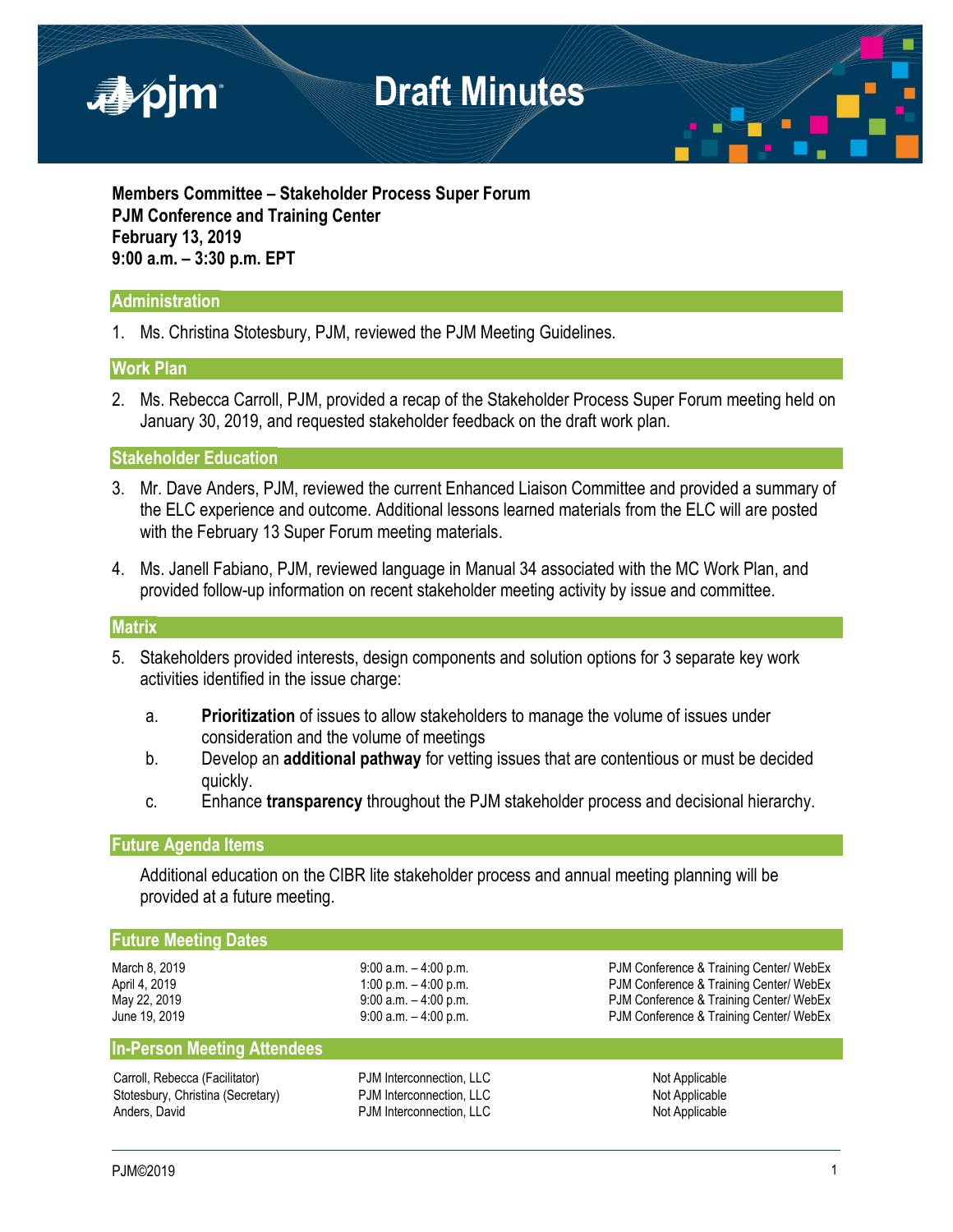# Draft Minutes

**Members Committee – Stakeholder Process Super Forum**
**PJM Conference and Training Center**
**February 13, 2019**
**9:00 a.m. – 3:30 p.m. EPT**

## Administration

1. Ms. Christina Stotesbury, PJM, reviewed the PJM Meeting Guidelines.

## Work Plan

2. Ms. Rebecca Carroll, PJM, provided a recap of the Stakeholder Process Super Forum meeting held on January 30, 2019, and requested stakeholder feedback on the draft work plan.

## Stakeholder Education

3. Mr. Dave Anders, PJM, reviewed the current Enhanced Liaison Committee and provided a summary of the ELC experience and outcome. Additional lessons learned materials from the ELC will are posted with the February 13 Super Forum meeting materials.

4. Ms. Janell Fabiano, PJM, reviewed language in Manual 34 associated with the MC Work Plan, and provided follow-up information on recent stakeholder meeting activity by issue and committee.

## Matrix

5. Stakeholders provided interests, design components and solution options for 3 separate key work activities identified in the issue charge:

   a. **Prioritization** of issues to allow stakeholders to manage the volume of issues under consideration and the volume of meetings
   b. Develop an **additional pathway** for vetting issues that are contentious or must be decided quickly.
   c. Enhance **transparency** throughout the PJM stakeholder process and decisional hierarchy.

## Future Agenda Items

Additional education on the CIBR lite stakeholder process and annual meeting planning will be provided at a future meeting.

## Future Meeting Dates

| | | |
|---|---|---|
| March 8, 2019 | 9:00 a.m. – 4:00 p.m. | PJM Conference & Training Center/ WebEx |
| April 4, 2019 | 1:00 p.m. – 4:00 p.m. | PJM Conference & Training Center/ WebEx |
| May 22, 2019 | 9:00 a.m. – 4:00 p.m. | PJM Conference & Training Center/ WebEx |
| June 19, 2019 | 9:00 a.m. – 4:00 p.m. | PJM Conference & Training Center/ WebEx |

## In-Person Meeting Attendees

| | | |
|---|---|---|
| Carroll, Rebecca (Facilitator) | PJM Interconnection, LLC | Not Applicable |
| Stotesbury, Christina (Secretary) | PJM Interconnection, LLC | Not Applicable |
| Anders, David | PJM Interconnection, LLC | Not Applicable |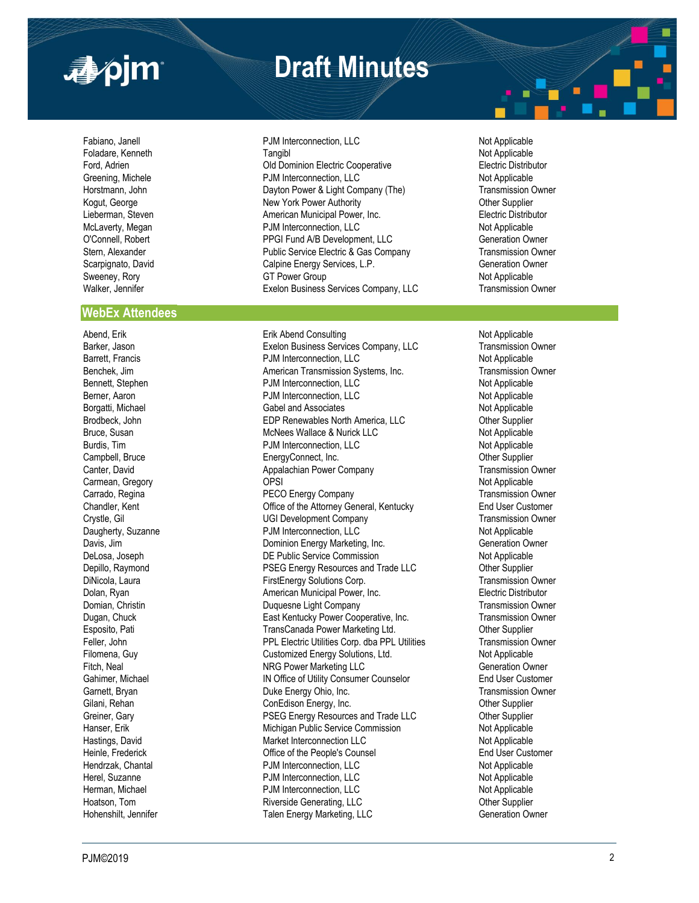| | | |
|---|---|---|
| Fabiano, Janell | PJM Interconnection, LLC | Not Applicable |
| Foladare, Kenneth | Tangibl | Not Applicable |
| Ford, Adrien | Old Dominion Electric Cooperative | Electric Distributor |
| Greening, Michele | PJM Interconnection, LLC | Not Applicable |
| Horstmann, John | Dayton Power & Light Company (The) | Transmission Owner |
| Kogut, George | New York Power Authority | Other Supplier |
| Lieberman, Steven | American Municipal Power, Inc. | Electric Distributor |
| McLaverty, Megan | PJM Interconnection, LLC | Not Applicable |
| O'Connell, Robert | PPGI Fund A/B Development, LLC | Generation Owner |
| Stern, Alexander | Public Service Electric & Gas Company | Transmission Owner |
| Scarpignato, David | Calpine Energy Services, L.P. | Generation Owner |
| Sweeney, Rory | GT Power Group | Not Applicable |
| Walker, Jennifer | Exelon Business Services Company, LLC | Transmission Owner |

## WebEx Attendees

| | | |
|---|---|---|
| Abend, Erik | Erik Abend Consulting | Not Applicable |
| Barker, Jason | Exelon Business Services Company, LLC | Transmission Owner |
| Barrett, Francis | PJM Interconnection, LLC | Not Applicable |
| Benchek, Jim | American Transmission Systems, Inc. | Transmission Owner |
| Bennett, Stephen | PJM Interconnection, LLC | Not Applicable |
| Berner, Aaron | PJM Interconnection, LLC | Not Applicable |
| Borgatti, Michael | Gabel and Associates | Not Applicable |
| Brodbeck, John | EDP Renewables North America, LLC | Other Supplier |
| Bruce, Susan | McNees Wallace & Nurick LLC | Not Applicable |
| Burdis, Tim | PJM Interconnection, LLC | Not Applicable |
| Campbell, Bruce | EnergyConnect, Inc. | Other Supplier |
| Canter, David | Appalachian Power Company | Transmission Owner |
| Carmean, Gregory | OPSI | Not Applicable |
| Carrado, Regina | PECO Energy Company | Transmission Owner |
| Chandler, Kent | Office of the Attorney General, Kentucky | End User Customer |
| Crystle, Gil | UGI Development Company | Transmission Owner |
| Daugherty, Suzanne | PJM Interconnection, LLC | Not Applicable |
| Davis, Jim | Dominion Energy Marketing, Inc. | Generation Owner |
| DeLosa, Joseph | DE Public Service Commission | Not Applicable |
| Depillo, Raymond | PSEG Energy Resources and Trade LLC | Other Supplier |
| DiNicola, Laura | FirstEnergy Solutions Corp. | Transmission Owner |
| Dolan, Ryan | American Municipal Power, Inc. | Electric Distributor |
| Domian, Christin | Duquesne Light Company | Transmission Owner |
| Dugan, Chuck | East Kentucky Power Cooperative, Inc. | Transmission Owner |
| Esposito, Pati | TransCanada Power Marketing Ltd. | Other Supplier |
| Feller, John | PPL Electric Utilities Corp. dba PPL Utilities | Transmission Owner |
| Filomena, Guy | Customized Energy Solutions, Ltd. | Not Applicable |
| Fitch, Neal | NRG Power Marketing LLC | Generation Owner |
| Gahimer, Michael | IN Office of Utility Consumer Counselor | End User Customer |
| Garnett, Bryan | Duke Energy Ohio, Inc. | Transmission Owner |
| Gilani, Rehan | ConEdison Energy, Inc. | Other Supplier |
| Greiner, Gary | PSEG Energy Resources and Trade LLC | Other Supplier |
| Hanser, Erik | Michigan Public Service Commission | Not Applicable |
| Hastings, David | Market Interconnection LLC | Not Applicable |
| Heinle, Frederick | Office of the People's Counsel | End User Customer |
| Hendrzak, Chantal | PJM Interconnection, LLC | Not Applicable |
| Herel, Suzanne | PJM Interconnection, LLC | Not Applicable |
| Herman, Michael | PJM Interconnection, LLC | Not Applicable |
| Hoatson, Tom | Riverside Generating, LLC | Other Supplier |
| Hohenshilt, Jennifer | Talen Energy Marketing, LLC | Generation Owner |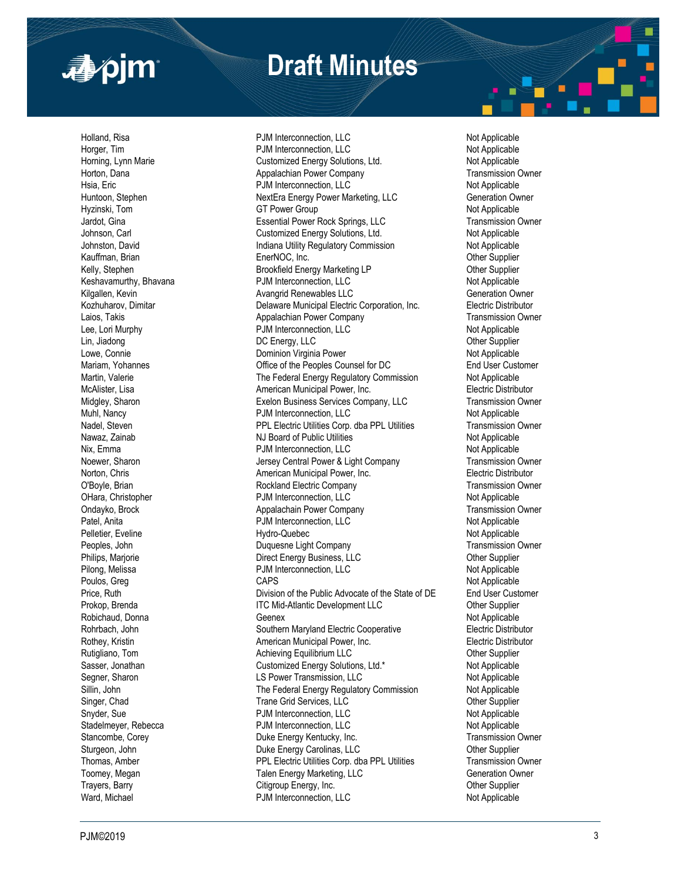| | | |
|---|---|---|
| Holland, Risa | PJM Interconnection, LLC | Not Applicable |
| Horger, Tim | PJM Interconnection, LLC | Not Applicable |
| Horning, Lynn Marie | Customized Energy Solutions, Ltd. | Not Applicable |
| Horton, Dana | Appalachian Power Company | Transmission Owner |
| Hsia, Eric | PJM Interconnection, LLC | Not Applicable |
| Huntoon, Stephen | NextEra Energy Power Marketing, LLC | Generation Owner |
| Hyzinski, Tom | GT Power Group | Not Applicable |
| Jardot, Gina | Essential Power Rock Springs, LLC | Transmission Owner |
| Johnson, Carl | Customized Energy Solutions, Ltd. | Not Applicable |
| Johnston, David | Indiana Utility Regulatory Commission | Not Applicable |
| Kauffman, Brian | EnerNOC, Inc. | Other Supplier |
| Kelly, Stephen | Brookfield Energy Marketing LP | Other Supplier |
| Keshavamurthy, Bhavana | PJM Interconnection, LLC | Not Applicable |
| Kilgallen, Kevin | Avangrid Renewables LLC | Generation Owner |
| Kozhuharov, Dimitar | Delaware Municipal Electric Corporation, Inc. | Electric Distributor |
| Laios, Takis | Appalachian Power Company | Transmission Owner |
| Lee, Lori Murphy | PJM Interconnection, LLC | Not Applicable |
| Lin, Jiadong | DC Energy, LLC | Other Supplier |
| Lowe, Connie | Dominion Virginia Power | Not Applicable |
| Mariam, Yohannes | Office of the Peoples Counsel for DC | End User Customer |
| Martin, Valerie | The Federal Energy Regulatory Commission | Not Applicable |
| McAlister, Lisa | American Municipal Power, Inc. | Electric Distributor |
| Midgley, Sharon | Exelon Business Services Company, LLC | Transmission Owner |
| Muhl, Nancy | PJM Interconnection, LLC | Not Applicable |
| Nadel, Steven | PPL Electric Utilities Corp. dba PPL Utilities | Transmission Owner |
| Nawaz, Zainab | NJ Board of Public Utilities | Not Applicable |
| Nix, Emma | PJM Interconnection, LLC | Not Applicable |
| Noewer, Sharon | Jersey Central Power & Light Company | Transmission Owner |
| Norton, Chris | American Municipal Power, Inc. | Electric Distributor |
| O'Boyle, Brian | Rockland Electric Company | Transmission Owner |
| OHara, Christopher | PJM Interconnection, LLC | Not Applicable |
| Ondayko, Brock | Appalachain Power Company | Transmission Owner |
| Patel, Anita | PJM Interconnection, LLC | Not Applicable |
| Pelletier, Eveline | Hydro-Quebec | Not Applicable |
| Peoples, John | Duquesne Light Company | Transmission Owner |
| Philips, Marjorie | Direct Energy Business, LLC | Other Supplier |
| Pilong, Melissa | PJM Interconnection, LLC | Not Applicable |
| Poulos, Greg | CAPS | Not Applicable |
| Price, Ruth | Division of the Public Advocate of the State of DE | End User Customer |
| Prokop, Brenda | ITC Mid-Atlantic Development LLC | Other Supplier |
| Robichaud, Donna | Geenex | Not Applicable |
| Rohrbach, John | Southern Maryland Electric Cooperative | Electric Distributor |
| Rothey, Kristin | American Municipal Power, Inc. | Electric Distributor |
| Rutigliano, Tom | Achieving Equilibrium LLC | Other Supplier |
| Sasser, Jonathan | Customized Energy Solutions, Ltd.* | Not Applicable |
| Segner, Sharon | LS Power Transmission, LLC | Not Applicable |
| Sillin, John | The Federal Energy Regulatory Commission | Not Applicable |
| Singer, Chad | Trane Grid Services, LLC | Other Supplier |
| Snyder, Sue | PJM Interconnection, LLC | Not Applicable |
| Stadelmeyer, Rebecca | PJM Interconnection, LLC | Not Applicable |
| Stancombe, Corey | Duke Energy Kentucky, Inc. | Transmission Owner |
| Sturgeon, John | Duke Energy Carolinas, LLC | Other Supplier |
| Thomas, Amber | PPL Electric Utilities Corp. dba PPL Utilities | Transmission Owner |
| Toomey, Megan | Talen Energy Marketing, LLC | Generation Owner |
| Trayers, Barry | Citigroup Energy, Inc. | Other Supplier |
| Ward, Michael | PJM Interconnection, LLC | Not Applicable |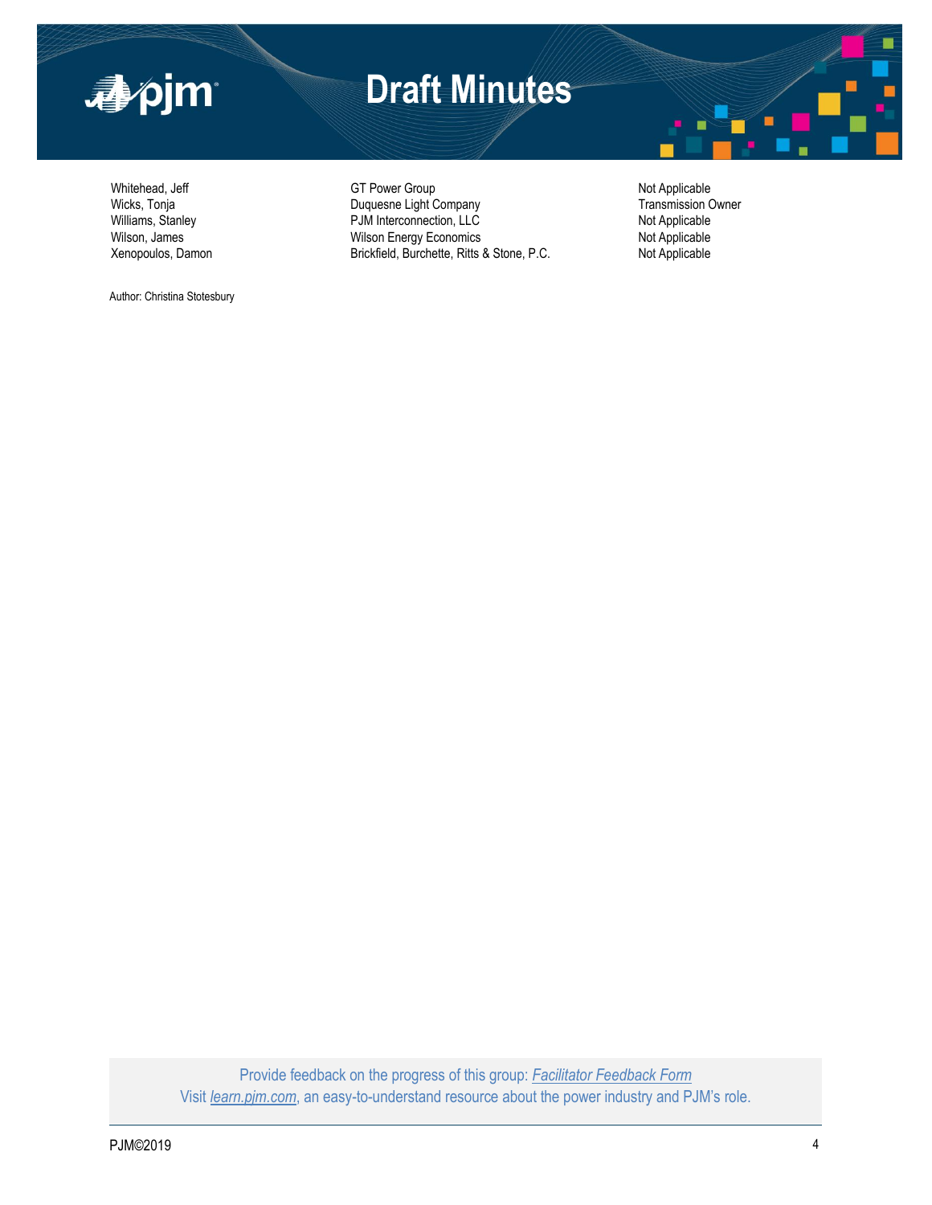| | | |
|---|---|---|
| Whitehead, Jeff | GT Power Group | Not Applicable |
| Wicks, Tonja | Duquesne Light Company | Transmission Owner |
| Williams, Stanley | PJM Interconnection, LLC | Not Applicable |
| Wilson, James | Wilson Energy Economics | Not Applicable |
| Xenopoulos, Damon | Brickfield, Burchette, Ritts & Stone, P.C. | Not Applicable |

Author: Christina Stotesbury

Provide feedback on the progress of this group: *Facilitator Feedback Form*
Visit *learn.pjm.com*, an easy-to-understand resource about the power industry and PJM's role.